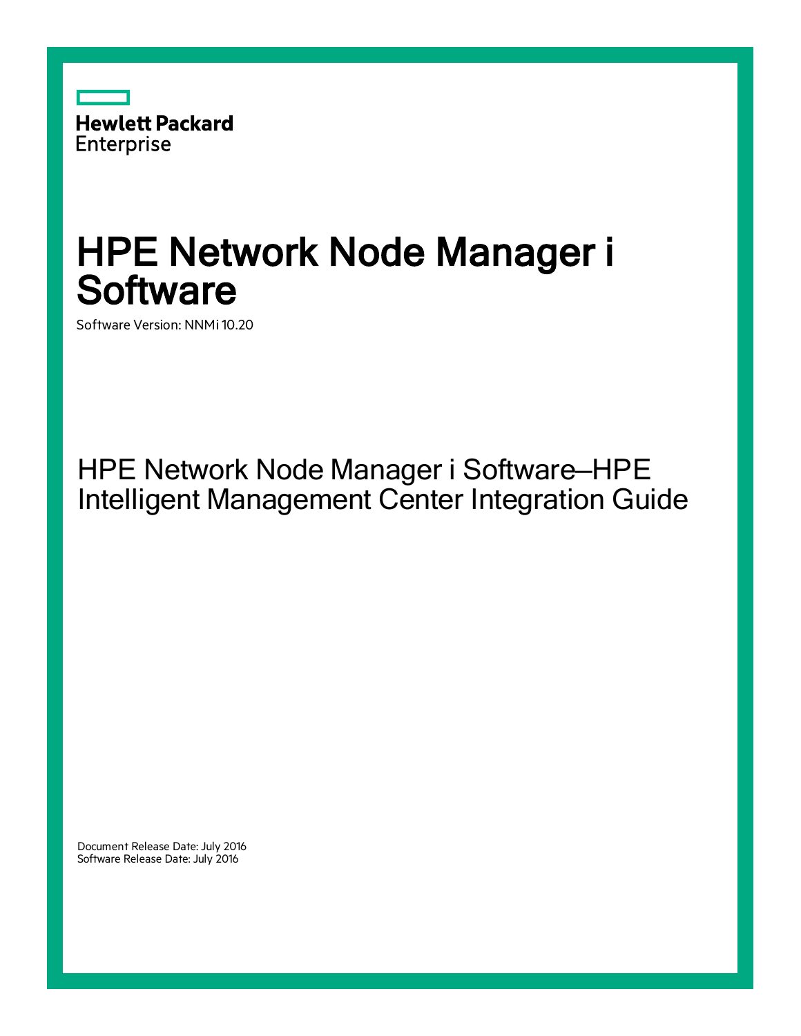Hewlett Packard
Enterprise

# HPE Network Node Manager i Software

Software Version: NNMi 10.20

## HPE Network Node Manager i Software—HPE Intelligent Management Center Integration Guide

Document Release Date: July 2016
Software Release Date: July 2016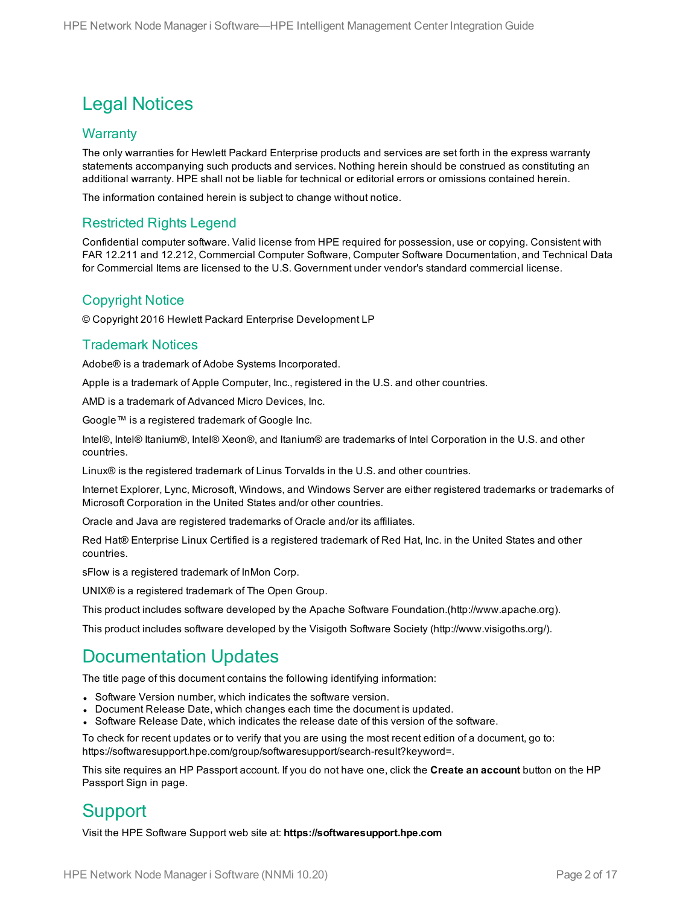# Legal Notices

## Warranty

The only warranties for Hewlett Packard Enterprise products and services are set forth in the express warranty statements accompanying such products and services. Nothing herein should be construed as constituting an additional warranty. HPE shall not be liable for technical or editorial errors or omissions contained herein.

The information contained herein is subject to change without notice.

## Restricted Rights Legend

Confidential computer software. Valid license from HPE required for possession, use or copying. Consistent with FAR 12.211 and 12.212, Commercial Computer Software, Computer Software Documentation, and Technical Data for Commercial Items are licensed to the U.S. Government under vendor's standard commercial license.

## Copyright Notice

© Copyright 2016 Hewlett Packard Enterprise Development LP

## Trademark Notices

Adobe® is a trademark of Adobe Systems Incorporated.

Apple is a trademark of Apple Computer, Inc., registered in the U.S. and other countries.

AMD is a trademark of Advanced Micro Devices, Inc.

Google™ is a registered trademark of Google Inc.

Intel®, Intel® Itanium®, Intel® Xeon®, and Itanium® are trademarks of Intel Corporation in the U.S. and other countries.

Linux® is the registered trademark of Linus Torvalds in the U.S. and other countries.

Internet Explorer, Lync, Microsoft, Windows, and Windows Server are either registered trademarks or trademarks of Microsoft Corporation in the United States and/or other countries.

Oracle and Java are registered trademarks of Oracle and/or its affiliates.

Red Hat® Enterprise Linux Certified is a registered trademark of Red Hat, Inc. in the United States and other countries.

sFlow is a registered trademark of InMon Corp.

UNIX® is a registered trademark of The Open Group.

This product includes software developed by the Apache Software Foundation.(http://www.apache.org).

This product includes software developed by the Visigoth Software Society (http://www.visigoths.org/).

# Documentation Updates

The title page of this document contains the following identifying information:

- Software Version number, which indicates the software version.
- Document Release Date, which changes each time the document is updated.
- Software Release Date, which indicates the release date of this version of the software.

To check for recent updates or to verify that you are using the most recent edition of a document, go to: https://softwaresupport.hpe.com/group/softwaresupport/search-result?keyword=.

This site requires an HP Passport account. If you do not have one, click the **Create an account** button on the HP Passport Sign in page.

# Support

Visit the HPE Software Support web site at: **https://softwaresupport.hpe.com**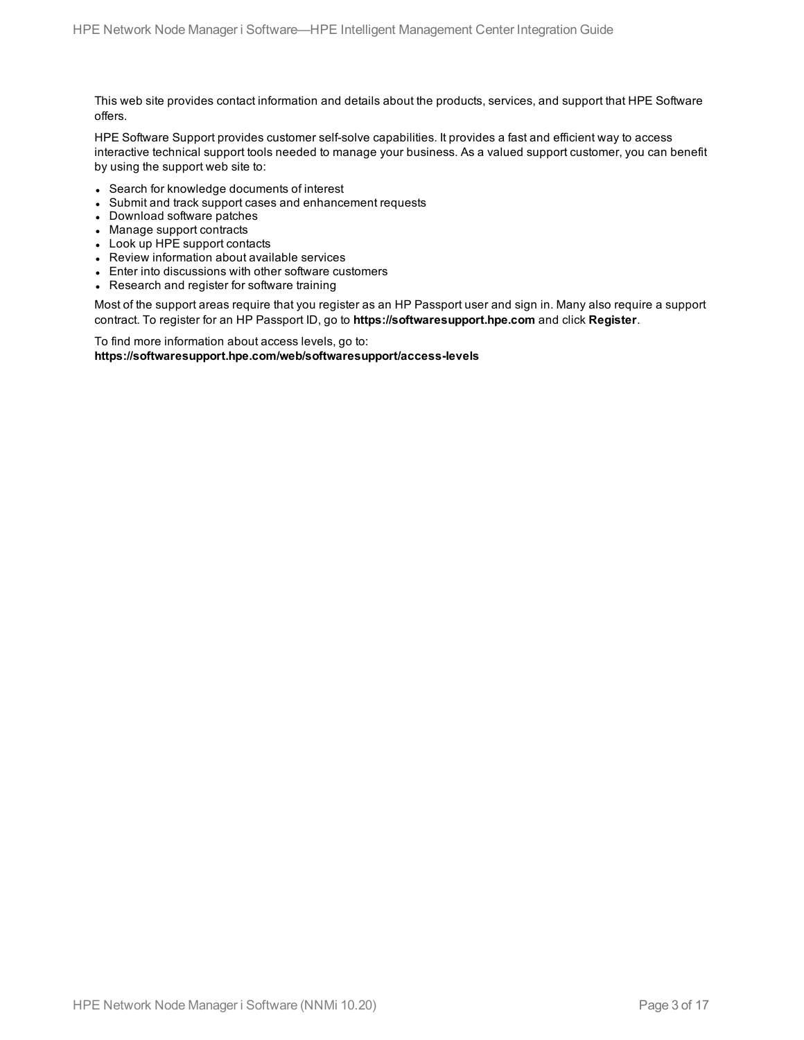This web site provides contact information and details about the products, services, and support that HPE Software offers.

HPE Software Support provides customer self-solve capabilities. It provides a fast and efficient way to access interactive technical support tools needed to manage your business. As a valued support customer, you can benefit by using the support web site to:

- Search for knowledge documents of interest
- Submit and track support cases and enhancement requests
- Download software patches
- Manage support contracts
- Look up HPE support contacts
- Review information about available services
- Enter into discussions with other software customers
- Research and register for software training

Most of the support areas require that you register as an HP Passport user and sign in. Many also require a support contract. To register for an HP Passport ID, go to **https://softwaresupport.hpe.com** and click **Register**.

To find more information about access levels, go to:
**https://softwaresupport.hpe.com/web/softwaresupport/access-levels**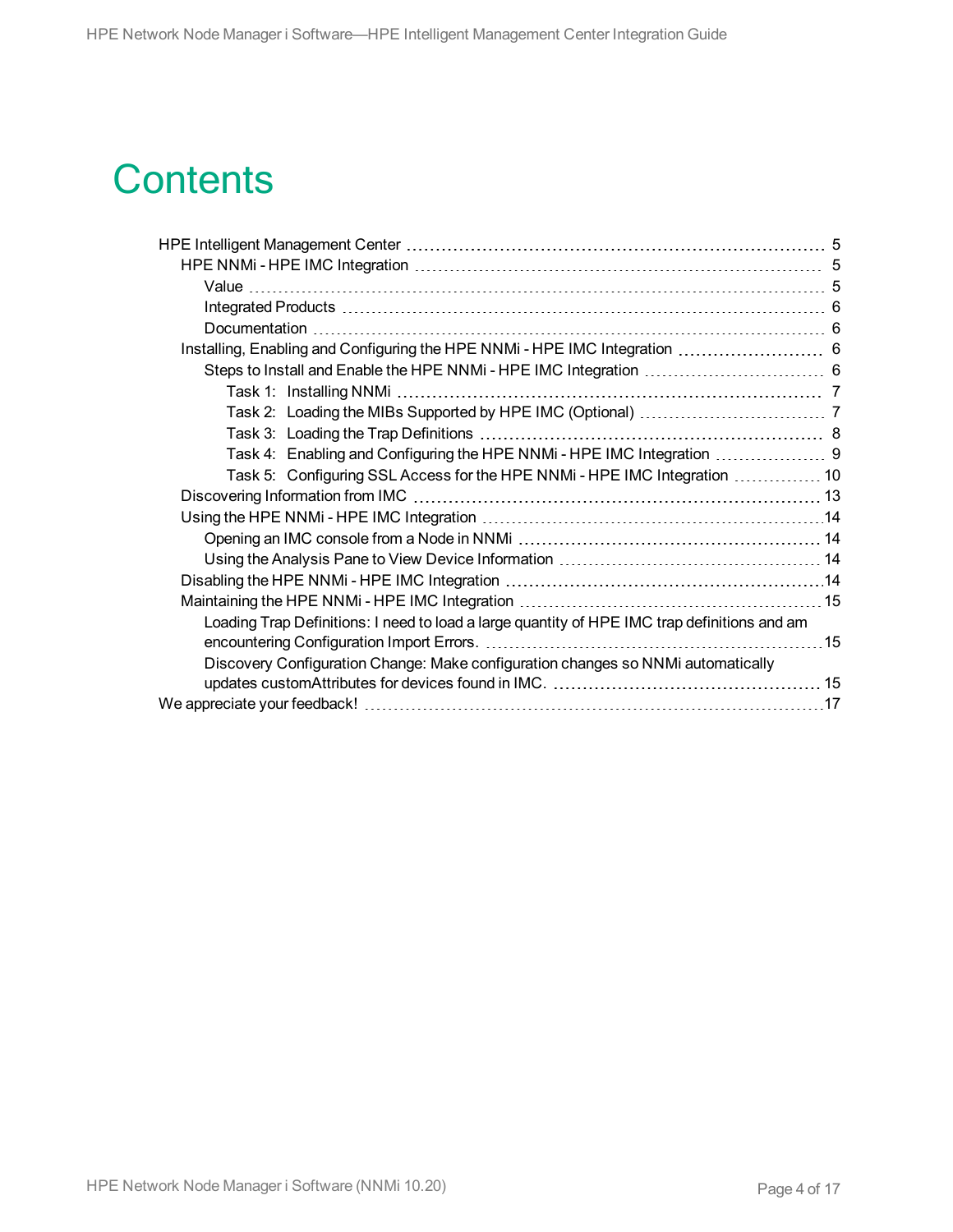# Contents

- HPE Intelligent Management Center 5
  - HPE NNMi - HPE IMC Integration 5
    - Value 5
    - Integrated Products 6
    - Documentation 6
  - Installing, Enabling and Configuring the HPE NNMi - HPE IMC Integration 6
    - Steps to Install and Enable the HPE NNMi - HPE IMC Integration 6
      - Task 1: Installing NNMi 7
      - Task 2: Loading the MIBs Supported by HPE IMC (Optional) 7
      - Task 3: Loading the Trap Definitions 8
      - Task 4: Enabling and Configuring the HPE NNMi - HPE IMC Integration 9
      - Task 5: Configuring SSL Access for the HPE NNMi - HPE IMC Integration 10
  - Discovering Information from IMC 13
  - Using the HPE NNMi - HPE IMC Integration 14
    - Opening an IMC console from a Node in NNMi 14
    - Using the Analysis Pane to View Device Information 14
  - Disabling the HPE NNMi - HPE IMC Integration 14
  - Maintaining the HPE NNMi - HPE IMC Integration 15
    - Loading Trap Definitions: I need to load a large quantity of HPE IMC trap definitions and am encountering Configuration Import Errors. 15
    - Discovery Configuration Change: Make configuration changes so NNMi automatically updates customAttributes for devices found in IMC. 15
- We appreciate your feedback! 17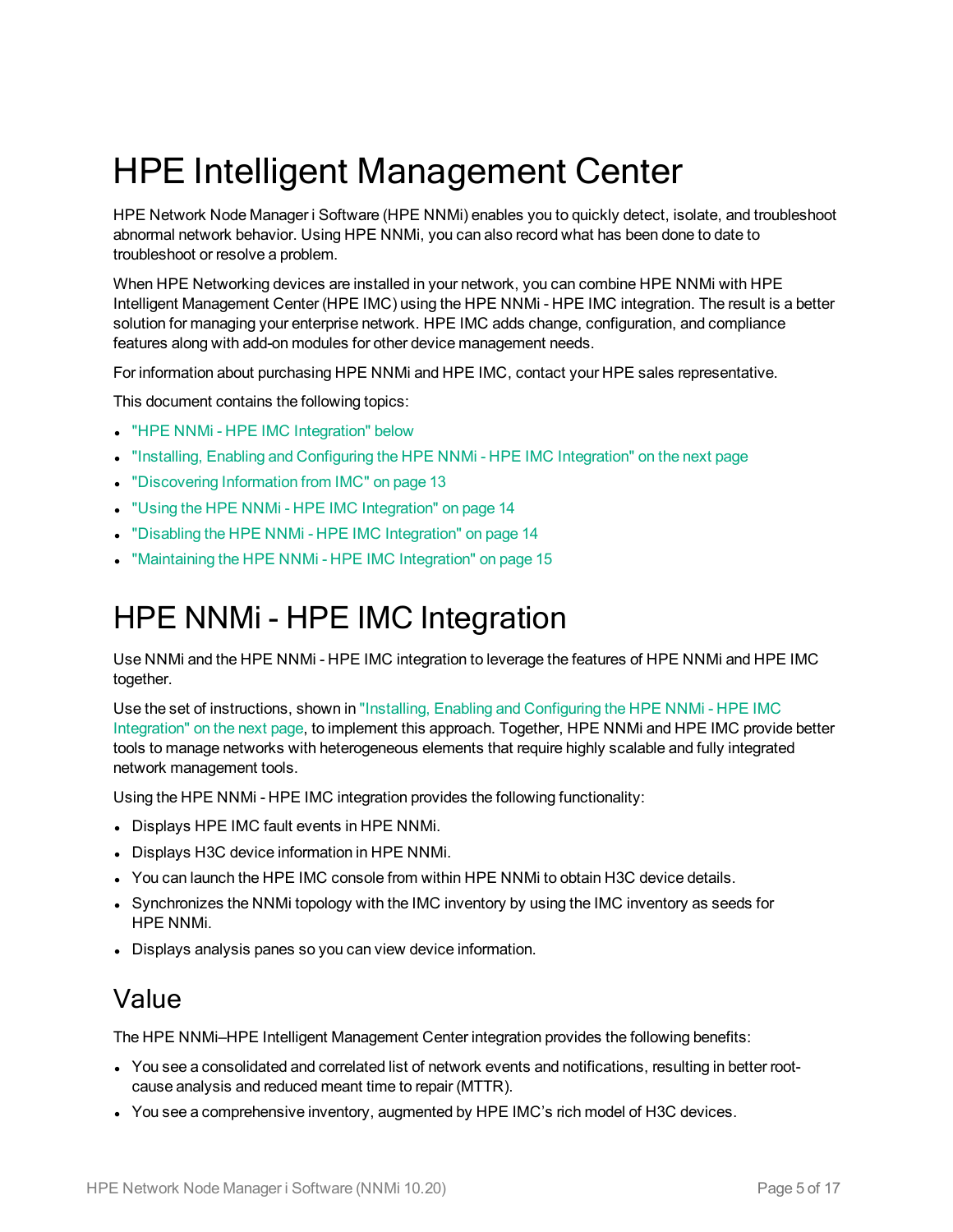# HPE Intelligent Management Center

HPE Network Node Manager i Software (HPE NNMi) enables you to quickly detect, isolate, and troubleshoot abnormal network behavior. Using HPE NNMi, you can also record what has been done to date to troubleshoot or resolve a problem.

When HPE Networking devices are installed in your network, you can combine HPE NNMi with HPE Intelligent Management Center (HPE IMC) using the HPE NNMi - HPE IMC integration. The result is a better solution for managing your enterprise network. HPE IMC adds change, configuration, and compliance features along with add-on modules for other device management needs.

For information about purchasing HPE NNMi and HPE IMC, contact your HPE sales representative.

This document contains the following topics:

- "HPE NNMi - HPE IMC Integration" below
- "Installing, Enabling and Configuring the HPE NNMi - HPE IMC Integration" on the next page
- "Discovering Information from IMC" on page 13
- "Using the HPE NNMi - HPE IMC Integration" on page 14
- "Disabling the HPE NNMi - HPE IMC Integration" on page 14
- "Maintaining the HPE NNMi - HPE IMC Integration" on page 15

# HPE NNMi - HPE IMC Integration

Use NNMi and the HPE NNMi - HPE IMC integration to leverage the features of HPE NNMi and HPE IMC together.

Use the set of instructions, shown in "Installing, Enabling and Configuring the HPE NNMi - HPE IMC Integration" on the next page, to implement this approach. Together, HPE NNMi and HPE IMC provide better tools to manage networks with heterogeneous elements that require highly scalable and fully integrated network management tools.

Using the HPE NNMi - HPE IMC integration provides the following functionality:

- Displays HPE IMC fault events in HPE NNMi.
- Displays H3C device information in HPE NNMi.
- You can launch the HPE IMC console from within HPE NNMi to obtain H3C device details.
- Synchronizes the NNMi topology with the IMC inventory by using the IMC inventory as seeds for HPE NNMi.
- Displays analysis panes so you can view device information.

## Value

The HPE NNMi–HPE Intelligent Management Center integration provides the following benefits:

- You see a consolidated and correlated list of network events and notifications, resulting in better root-cause analysis and reduced meant time to repair (MTTR).
- You see a comprehensive inventory, augmented by HPE IMC's rich model of H3C devices.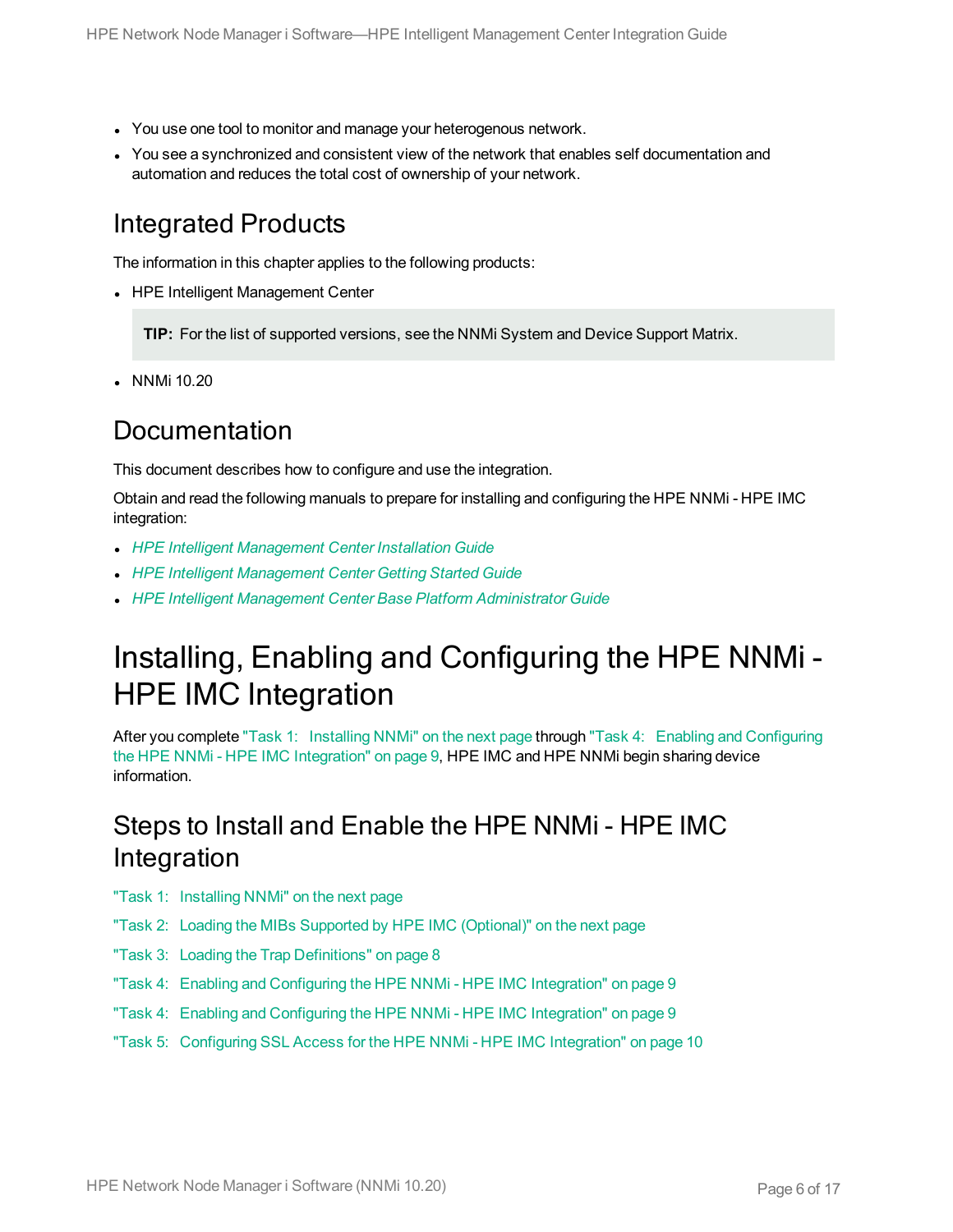- You use one tool to monitor and manage your heterogenous network.
- You see a synchronized and consistent view of the network that enables self documentation and automation and reduces the total cost of ownership of your network.

## Integrated Products

The information in this chapter applies to the following products:

- HPE Intelligent Management Center

> **TIP:** For the list of supported versions, see the NNMi System and Device Support Matrix.

- NNMi 10.20

## Documentation

This document describes how to configure and use the integration.

Obtain and read the following manuals to prepare for installing and configuring the HPE NNMi - HPE IMC integration:

- *HPE Intelligent Management Center Installation Guide*
- *HPE Intelligent Management Center Getting Started Guide*
- *HPE Intelligent Management Center Base Platform Administrator Guide*

# Installing, Enabling and Configuring the HPE NNMi - HPE IMC Integration

After you complete "Task 1: Installing NNMi" on the next page through "Task 4: Enabling and Configuring the HPE NNMi - HPE IMC Integration" on page 9, HPE IMC and HPE NNMi begin sharing device information.

## Steps to Install and Enable the HPE NNMi - HPE IMC Integration

"Task 1: Installing NNMi" on the next page

"Task 2: Loading the MIBs Supported by HPE IMC (Optional)" on the next page

"Task 3: Loading the Trap Definitions" on page 8

"Task 4: Enabling and Configuring the HPE NNMi - HPE IMC Integration" on page 9

"Task 4: Enabling and Configuring the HPE NNMi - HPE IMC Integration" on page 9

"Task 5: Configuring SSL Access for the HPE NNMi - HPE IMC Integration" on page 10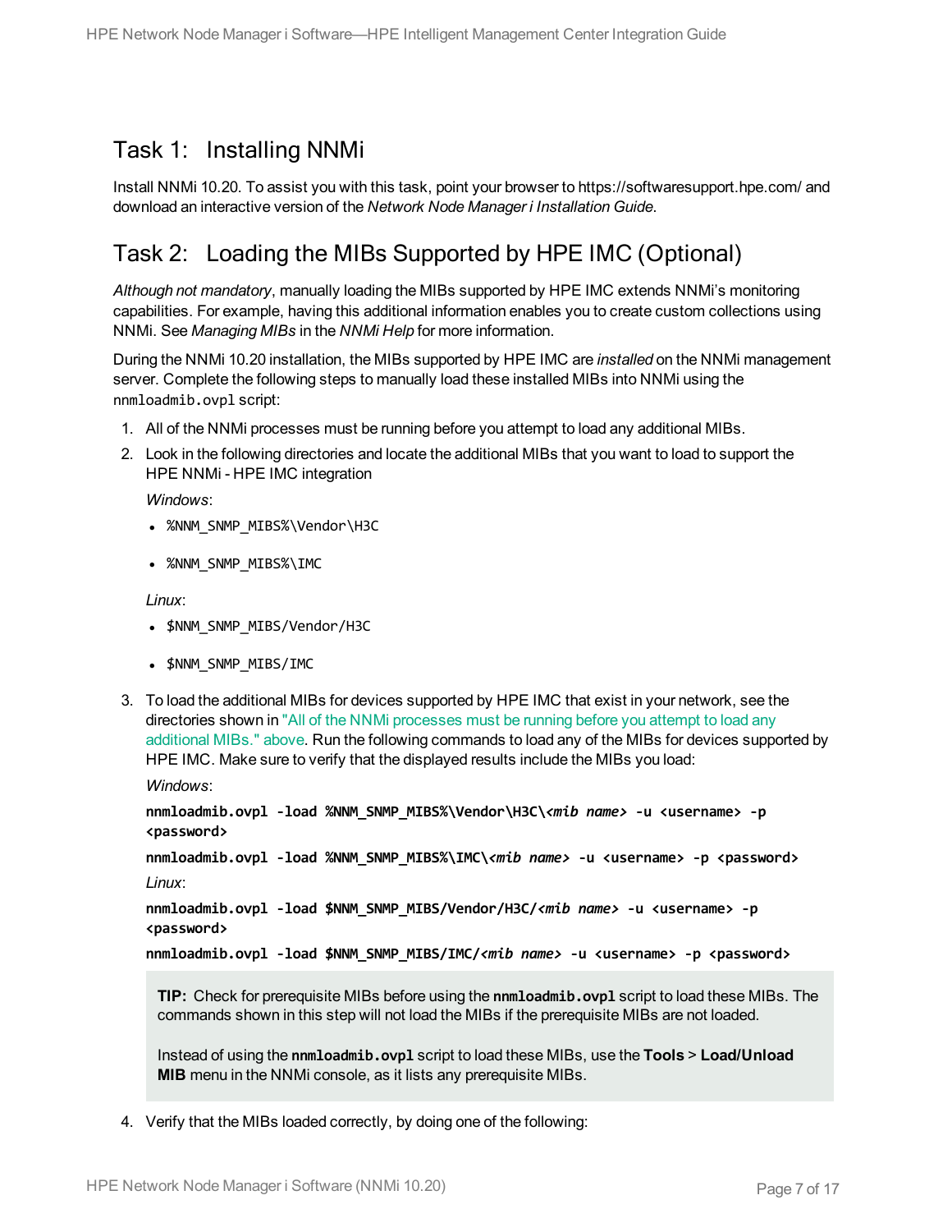## Task 1: Installing NNMi

Install NNMi 10.20. To assist you with this task, point your browser to https://softwaresupport.hpe.com/ and download an interactive version of the *Network Node Manager i Installation Guide*.

## Task 2: Loading the MIBs Supported by HPE IMC (Optional)

*Although not mandatory*, manually loading the MIBs supported by HPE IMC extends NNMi's monitoring capabilities. For example, having this additional information enables you to create custom collections using NNMi. See *Managing MIBs* in the *NNMi Help* for more information.

During the NNMi 10.20 installation, the MIBs supported by HPE IMC are *installed* on the NNMi management server. Complete the following steps to manually load these installed MIBs into NNMi using the `nnmloadmib.ovpl` script:

1. All of the NNMi processes must be running before you attempt to load any additional MIBs.
2. Look in the following directories and locate the additional MIBs that you want to load to support the HPE NNMi - HPE IMC integration

   *Windows*:

   - `%NNM_SNMP_MIBS%\Vendor\H3C`
   - `%NNM_SNMP_MIBS%\IMC`

   *Linux*:

   - `$NNM_SNMP_MIBS/Vendor/H3C`
   - `$NNM_SNMP_MIBS/IMC`

3. To load the additional MIBs for devices supported by HPE IMC that exist in your network, see the directories shown in "All of the NNMi processes must be running before you attempt to load any additional MIBs." above. Run the following commands to load any of the MIBs for devices supported by HPE IMC. Make sure to verify that the displayed results include the MIBs you load:

   *Windows*:

   **nnmloadmib.ovpl -load %NNM_SNMP_MIBS%\Vendor\H3C\\*<mib name>* -u <username> -p <password>**

   **nnmloadmib.ovpl -load %NNM_SNMP_MIBS%\IMC\\*<mib name>* -u <username> -p <password>**

   *Linux*:

   **nnmloadmib.ovpl -load $NNM_SNMP_MIBS/Vendor/H3C/*<mib name>* -u <username> -p <password>**

   **nnmloadmib.ovpl -load $NNM_SNMP_MIBS/IMC/*<mib name>* -u <username> -p <password>**

   > **TIP:** Check for prerequisite MIBs before using the **nnmloadmib.ovpl** script to load these MIBs. The commands shown in this step will not load the MIBs if the prerequisite MIBs are not loaded.
   >
   > Instead of using the **nnmloadmib.ovpl** script to load these MIBs, use the **Tools** > **Load/Unload MIB** menu in the NNMi console, as it lists any prerequisite MIBs.

4. Verify that the MIBs loaded correctly, by doing one of the following: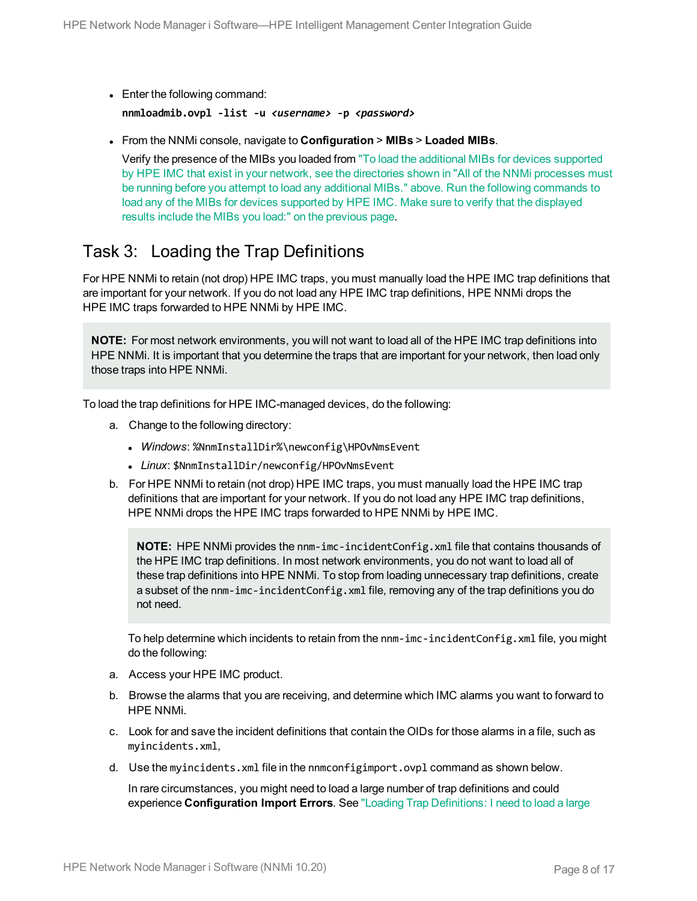- Enter the following command:

  **nnmloadmib.ovpl -list -u *<username>* -p *<password>***

- From the NNMi console, navigate to **Configuration** > **MIBs** > **Loaded MIBs**.

  Verify the presence of the MIBs you loaded from "To load the additional MIBs for devices supported by HPE IMC that exist in your network, see the directories shown in "All of the NNMi processes must be running before you attempt to load any additional MIBs." above. Run the following commands to load any of the MIBs for devices supported by HPE IMC. Make sure to verify that the displayed results include the MIBs you load:" on the previous page.

## Task 3: Loading the Trap Definitions

For HPE NNMi to retain (not drop) HPE IMC traps, you must manually load the HPE IMC trap definitions that are important for your network. If you do not load any HPE IMC trap definitions, HPE NNMi drops the HPE IMC traps forwarded to HPE NNMi by HPE IMC.

> **NOTE:** For most network environments, you will not want to load all of the HPE IMC trap definitions into HPE NNMi. It is important that you determine the traps that are important for your network, then load only those traps into HPE NNMi.

To load the trap definitions for HPE IMC-managed devices, do the following:

a. Change to the following directory:

   - *Windows*: `%NnmInstallDir%\newconfig\HPOvNmsEvent`
   - *Linux*: `$NnmInstallDir/newconfig/HPOvNmsEvent`

b. For HPE NNMi to retain (not drop) HPE IMC traps, you must manually load the HPE IMC trap definitions that are important for your network. If you do not load any HPE IMC trap definitions, HPE NNMi drops the HPE IMC traps forwarded to HPE NNMi by HPE IMC.

   > **NOTE:** HPE NNMi provides the `nnm-imc-incidentConfig.xml` file that contains thousands of the HPE IMC trap definitions. In most network environments, you do not want to load all of these trap definitions into HPE NNMi. To stop from loading unnecessary trap definitions, create a subset of the `nnm-imc-incidentConfig.xml` file, removing any of the trap definitions you do not need.

   To help determine which incidents to retain from the `nnm-imc-incidentConfig.xml` file, you might do the following:

a. Access your HPE IMC product.

b. Browse the alarms that you are receiving, and determine which IMC alarms you want to forward to HPE NNMi.

c. Look for and save the incident definitions that contain the OIDs for those alarms in a file, such as `myincidents.xml`,

d. Use the `myincidents.xml` file in the `nnmconfigimport.ovpl` command as shown below.

   In rare circumstances, you might need to load a large number of trap definitions and could experience **Configuration Import Errors**. See "Loading Trap Definitions: I need to load a large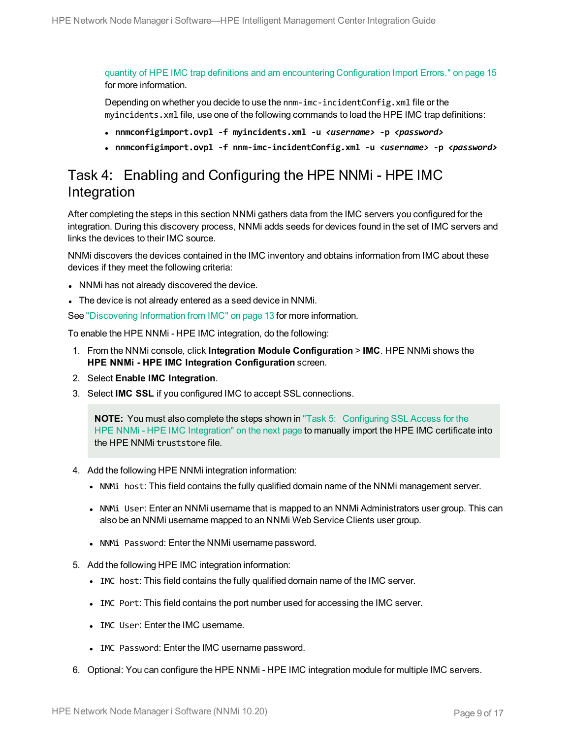quantity of HPE IMC trap definitions and am encountering Configuration Import Errors." on page 15 for more information.

Depending on whether you decide to use the `nnm-imc-incidentConfig.xml` file or the `myincidents.xml` file, use one of the following commands to load the HPE IMC trap definitions:

- **`nnmconfigimport.ovpl -f myincidents.xml -u <username> -p <password>`**
- **`nnmconfigimport.ovpl -f nnm-imc-incidentConfig.xml -u <username> -p <password>`**

## Task 4: Enabling and Configuring the HPE NNMi - HPE IMC Integration

After completing the steps in this section NNMi gathers data from the IMC servers you configured for the integration. During this discovery process, NNMi adds seeds for devices found in the set of IMC servers and links the devices to their IMC source.

NNMi discovers the devices contained in the IMC inventory and obtains information from IMC about these devices if they meet the following criteria:

- NNMi has not already discovered the device.
- The device is not already entered as a seed device in NNMi.

See "Discovering Information from IMC" on page 13 for more information.

To enable the HPE NNMi - HPE IMC integration, do the following:

1. From the NNMi console, click **Integration Module Configuration** > **IMC**. HPE NNMi shows the **HPE NNMi - HPE IMC Integration Configuration** screen.
2. Select **Enable IMC Integration**.
3. Select **IMC SSL** if you configured IMC to accept SSL connections.

   > **NOTE:** You must also complete the steps shown in "Task 5: Configuring SSL Access for the HPE NNMi - HPE IMC Integration" on the next page to manually import the HPE IMC certificate into the HPE NNMi `truststore` file.

4. Add the following HPE NNMi integration information:
   - `NNMi host`: This field contains the fully qualified domain name of the NNMi management server.
   - `NNMi User`: Enter an NNMi username that is mapped to an NNMi Administrators user group. This can also be an NNMi username mapped to an NNMi Web Service Clients user group.
   - `NNMi Password`: Enter the NNMi username password.
5. Add the following HPE IMC integration information:
   - `IMC host`: This field contains the fully qualified domain name of the IMC server.
   - `IMC Port`: This field contains the port number used for accessing the IMC server.
   - `IMC User`: Enter the IMC username.
   - `IMC Password`: Enter the IMC username password.
6. Optional: You can configure the HPE NNMi - HPE IMC integration module for multiple IMC servers.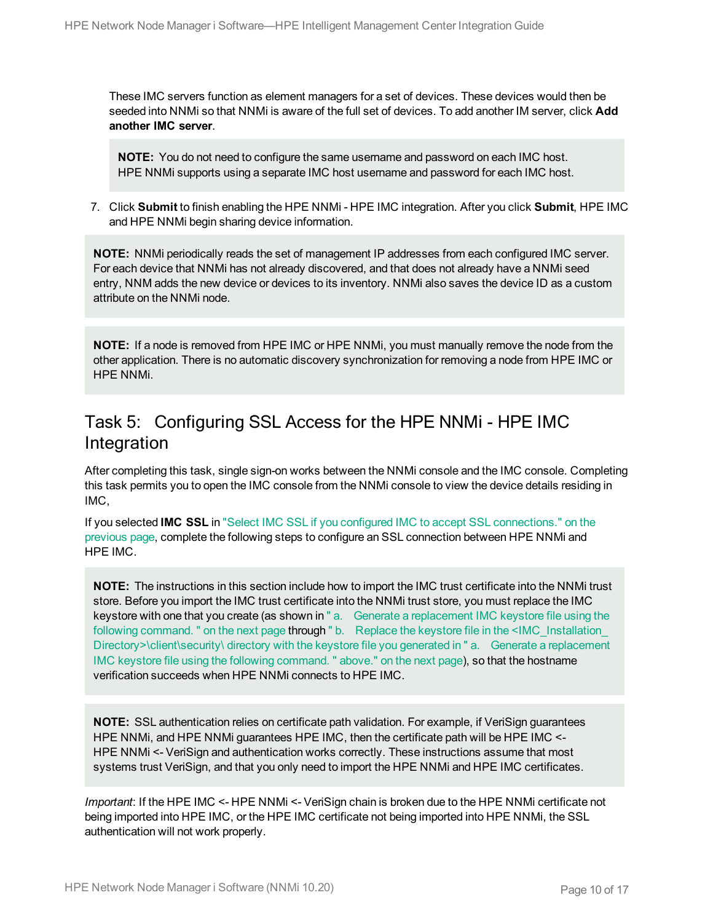These IMC servers function as element managers for a set of devices. These devices would then be seeded into NNMi so that NNMi is aware of the full set of devices. To add another IM server, click **Add another IMC server**.

> **NOTE:** You do not need to configure the same username and password on each IMC host. HPE NNMi supports using a separate IMC host username and password for each IMC host.

7. Click **Submit** to finish enabling the HPE NNMi - HPE IMC integration. After you click **Submit**, HPE IMC and HPE NNMi begin sharing device information.

> **NOTE:** NNMi periodically reads the set of management IP addresses from each configured IMC server. For each device that NNMi has not already discovered, and that does not already have a NNMi seed entry, NNM adds the new device or devices to its inventory. NNMi also saves the device ID as a custom attribute on the NNMi node.

> **NOTE:** If a node is removed from HPE IMC or HPE NNMi, you must manually remove the node from the other application. There is no automatic discovery synchronization for removing a node from HPE IMC or HPE NNMi.

## Task 5: Configuring SSL Access for the HPE NNMi - HPE IMC Integration

After completing this task, single sign-on works between the NNMi console and the IMC console. Completing this task permits you to open the IMC console from the NNMi console to view the device details residing in IMC,

If you selected **IMC SSL** in "Select IMC SSL if you configured IMC to accept SSL connections." on the previous page, complete the following steps to configure an SSL connection between HPE NNMi and HPE IMC.

> **NOTE:** The instructions in this section include how to import the IMC trust certificate into the NNMi trust store. Before you import the IMC trust certificate into the NNMi trust store, you must replace the IMC keystore with one that you create (as shown in " a. Generate a replacement IMC keystore file using the following command. " on the next page through " b. Replace the keystore file in the <IMC_Installation_Directory>\client\security\ directory with the keystore file you generated in " a. Generate a replacement IMC keystore file using the following command. " above." on the next page), so that the hostname verification succeeds when HPE NNMi connects to HPE IMC.

> **NOTE:** SSL authentication relies on certificate path validation. For example, if VeriSign guarantees HPE NNMi, and HPE NNMi guarantees HPE IMC, then the certificate path will be HPE IMC <- HPE NNMi <- VeriSign and authentication works correctly. These instructions assume that most systems trust VeriSign, and that you only need to import the HPE NNMi and HPE IMC certificates.

*Important*: If the HPE IMC <- HPE NNMi <- VeriSign chain is broken due to the HPE NNMi certificate not being imported into HPE IMC, or the HPE IMC certificate not being imported into HPE NNMi, the SSL authentication will not work properly.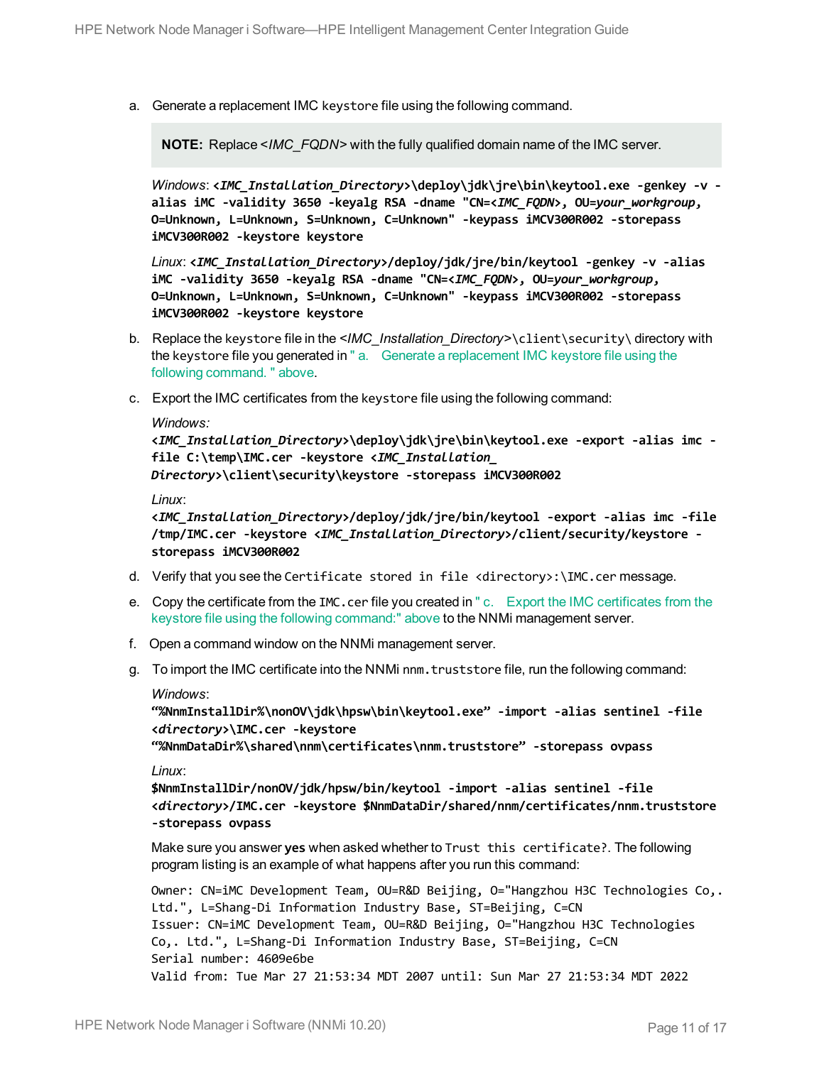a. Generate a replacement IMC `keystore` file using the following command.

   > **NOTE:** Replace <*IMC_FQDN*> with the fully qualified domain name of the IMC server.

   *Windows*: **<*IMC_Installation_Directory*>\deploy\jdk\jre\bin\keytool.exe -genkey -v -alias iMC -validity 3650 -keyalg RSA -dname "CN=<*IMC_FQDN*>, OU=*your_workgroup*, O=Unknown, L=Unknown, S=Unknown, C=Unknown" -keypass iMCV300R002 -storepass iMCV300R002 -keystore keystore**

   *Linux*: **<*IMC_Installation_Directory*>/deploy/jdk/jre/bin/keytool -genkey -v -alias iMC -validity 3650 -keyalg RSA -dname "CN=<*IMC_FQDN*>, OU=*your_workgroup*, O=Unknown, L=Unknown, S=Unknown, C=Unknown" -keypass iMCV300R002 -storepass iMCV300R002 -keystore keystore**

b. Replace the `keystore` file in the <*IMC_Installation_Directory*>`\client\security\` directory with the `keystore` file you generated in " a. Generate a replacement IMC keystore file using the following command. " above.

c. Export the IMC certificates from the `keystore` file using the following command:

   *Windows:*
   **<*IMC_Installation_Directory*>\deploy\jdk\jre\bin\keytool.exe -export -alias imc -file C:\temp\IMC.cer -keystore <*IMC_Installation_Directory*>\client\security\keystore -storepass iMCV300R002**

   *Linux*:
   **<*IMC_Installation_Directory*>/deploy/jdk/jre/bin/keytool -export -alias imc -file /tmp/IMC.cer -keystore <*IMC_Installation_Directory*>/client/security/keystore -storepass iMCV300R002**

d. Verify that you see the `Certificate stored in file <directory>:\IMC.cer` message.

e. Copy the certificate from the `IMC.cer` file you created in " c. Export the IMC certificates from the keystore file using the following command:" above to the NNMi management server.

f. Open a command window on the NNMi management server.

g. To import the IMC certificate into the NNMi `nnm.truststore` file, run the following command:

   *Windows*:
   **"%NnmInstallDir%\nonOV\jdk\hpsw\bin\keytool.exe" -import -alias sentinel -file <*directory*>\IMC.cer -keystore "%NnmDataDir%\shared\nnm\certificates\nnm.truststore" -storepass ovpass**

   *Linux*:
   **$NnmInstallDir/nonOV/jdk/hpsw/bin/keytool -import -alias sentinel -file <*directory*>/IMC.cer -keystore $NnmDataDir/shared/nnm/certificates/nnm.truststore -storepass ovpass**

   Make sure you answer **yes** when asked whether to `Trust this certificate?`. The following program listing is an example of what happens after you run this command:

   ```
   Owner: CN=iMC Development Team, OU=R&D Beijing, O="Hangzhou H3C Technologies Co,.
   Ltd.", L=Shang-Di Information Industry Base, ST=Beijing, C=CN
   Issuer: CN=iMC Development Team, OU=R&D Beijing, O="Hangzhou H3C Technologies
   Co,. Ltd.", L=Shang-Di Information Industry Base, ST=Beijing, C=CN
   Serial number: 4609e6be
   Valid from: Tue Mar 27 21:53:34 MDT 2007 until: Sun Mar 27 21:53:34 MDT 2022
   ```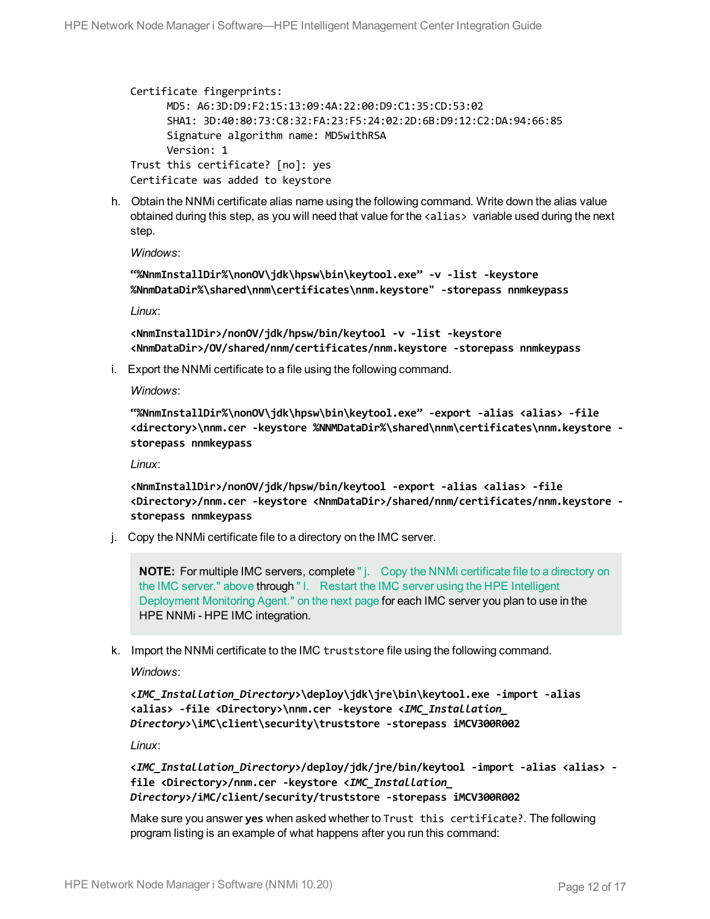```
Certificate fingerprints:
      MD5: A6:3D:D9:F2:15:13:09:4A:22:00:D9:C1:35:CD:53:02
      SHA1: 3D:40:80:73:C8:32:FA:23:F5:24:02:2D:6B:D9:12:C2:DA:94:66:85
      Signature algorithm name: MD5withRSA
      Version: 1
Trust this certificate? [no]: yes
Certificate was added to keystore
```

h. Obtain the NNMi certificate alias name using the following command. Write down the alias value obtained during this step, as you will need that value for the `<alias>` variable used during the next step.

   *Windows*:

   **“%NnmInstallDir%\nonOV\jdk\hpsw\bin\keytool.exe” -v -list -keystore %NnmDataDir%\shared\nnm\certificates\nnm.keystore" -storepass nnmkeypass**

   *Linux*:

   **<NnmInstallDir>/nonOV/jdk/hpsw/bin/keytool -v -list -keystore <NnmDataDir>/OV/shared/nnm/certificates/nnm.keystore -storepass nnmkeypass**

i. Export the NNMi certificate to a file using the following command.

   *Windows*:

   **“%NnmInstallDir%\nonOV\jdk\hpsw\bin\keytool.exe” -export -alias <alias> -file <directory>\nnm.cer -keystore %NNMDataDir%\shared\nnm\certificates\nnm.keystore -storepass nnmkeypass**

   *Linux*:

   **<NnmInstallDir>/nonOV/jdk/hpsw/bin/keytool -export -alias <alias> -file <Directory>/nnm.cer -keystore <NnmDataDir>/shared/nnm/certificates/nnm.keystore -storepass nnmkeypass**

j. Copy the NNMi certificate file to a directory on the IMC server.

   > **NOTE:** For multiple IMC servers, complete " j. Copy the NNMi certificate file to a directory on the IMC server." above through " l. Restart the IMC server using the HPE Intelligent Deployment Monitoring Agent." on the next page for each IMC server you plan to use in the HPE NNMi - HPE IMC integration.

k. Import the NNMi certificate to the IMC `truststore` file using the following command.

   *Windows*:

   **<*IMC_Installation_Directory*>\deploy\jdk\jre\bin\keytool.exe -import -alias <alias> -file <Directory>\nnm.cer -keystore <*IMC_Installation_Directory*>\iMC\client\security\truststore -storepass iMCV300R002**

   *Linux*:

   **<*IMC_Installation_Directory*>/deploy/jdk/jre/bin/keytool -import -alias <alias> -file <Directory>/nnm.cer -keystore <*IMC_Installation_Directory*>/iMC/client/security/truststore -storepass iMCV300R002**

   Make sure you answer **yes** when asked whether to `Trust this certificate?`. The following program listing is an example of what happens after you run this command: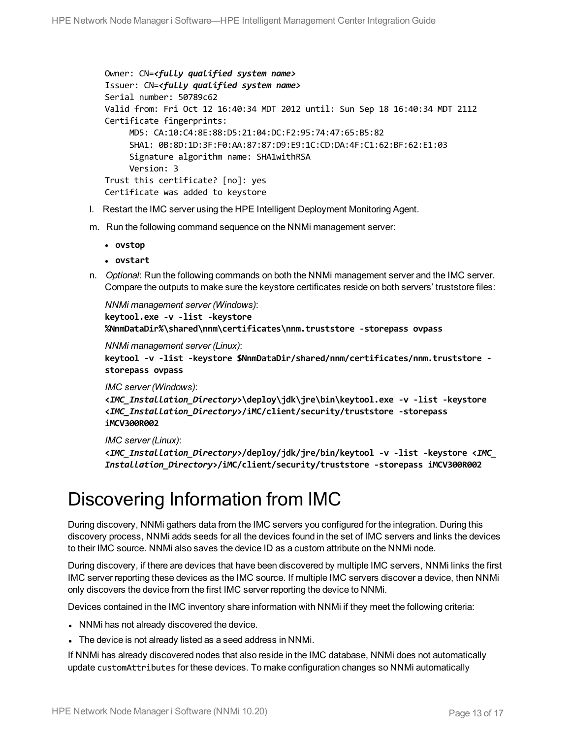```
Owner: CN=<fully qualified system name>
Issuer: CN=<fully qualified system name>
Serial number: 50789c62
Valid from: Fri Oct 12 16:40:34 MDT 2012 until: Sun Sep 18 16:40:34 MDT 2112
Certificate fingerprints:
     MD5: CA:10:C4:8E:88:D5:21:04:DC:F2:95:74:47:65:B5:82
     SHA1: 0B:8D:1D:3F:F0:AA:87:87:D9:E9:1C:CD:DA:4F:C1:62:BF:62:E1:03
     Signature algorithm name: SHA1withRSA
     Version: 3
Trust this certificate? [no]: yes
Certificate was added to keystore
```

l. Restart the IMC server using the HPE Intelligent Deployment Monitoring Agent.

m. Run the following command sequence on the NNMi management server:

- **ovstop**
- **ovstart**

n. *Optional*: Run the following commands on both the NNMi management server and the IMC server. Compare the outputs to make sure the keystore certificates reside on both servers' truststore files:

*NNMi management server (Windows)*:
**keytool.exe -v -list -keystore %NnmDataDir%\shared\nnm\certificates\nnm.truststore -storepass ovpass**

*NNMi management server (Linux)*:
**keytool -v -list -keystore $NnmDataDir/shared/nnm/certificates/nnm.truststore -storepass ovpass**

*IMC server (Windows)*:
**<*IMC_Installation_Directory*>\deploy\jdk\jre\bin\keytool.exe -v -list -keystore <*IMC_Installation_Directory*>/iMC/client/security/truststore -storepass iMCV300R002**

*IMC server (Linux)*:
**<*IMC_Installation_Directory*>/deploy/jdk/jre/bin/keytool -v -list -keystore <*IMC_Installation_Directory*>/iMC/client/security/truststore -storepass iMCV300R002**

# Discovering Information from IMC

During discovery, NNMi gathers data from the IMC servers you configured for the integration. During this discovery process, NNMi adds seeds for all the devices found in the set of IMC servers and links the devices to their IMC source. NNMi also saves the device ID as a custom attribute on the NNMi node.

During discovery, if there are devices that have been discovered by multiple IMC servers, NNMi links the first IMC server reporting these devices as the IMC source. If multiple IMC servers discover a device, then NNMi only discovers the device from the first IMC server reporting the device to NNMi.

Devices contained in the IMC inventory share information with NNMi if they meet the following criteria:

- NNMi has not already discovered the device.
- The device is not already listed as a seed address in NNMi.

If NNMi has already discovered nodes that also reside in the IMC database, NNMi does not automatically update `customAttributes` for these devices. To make configuration changes so NNMi automatically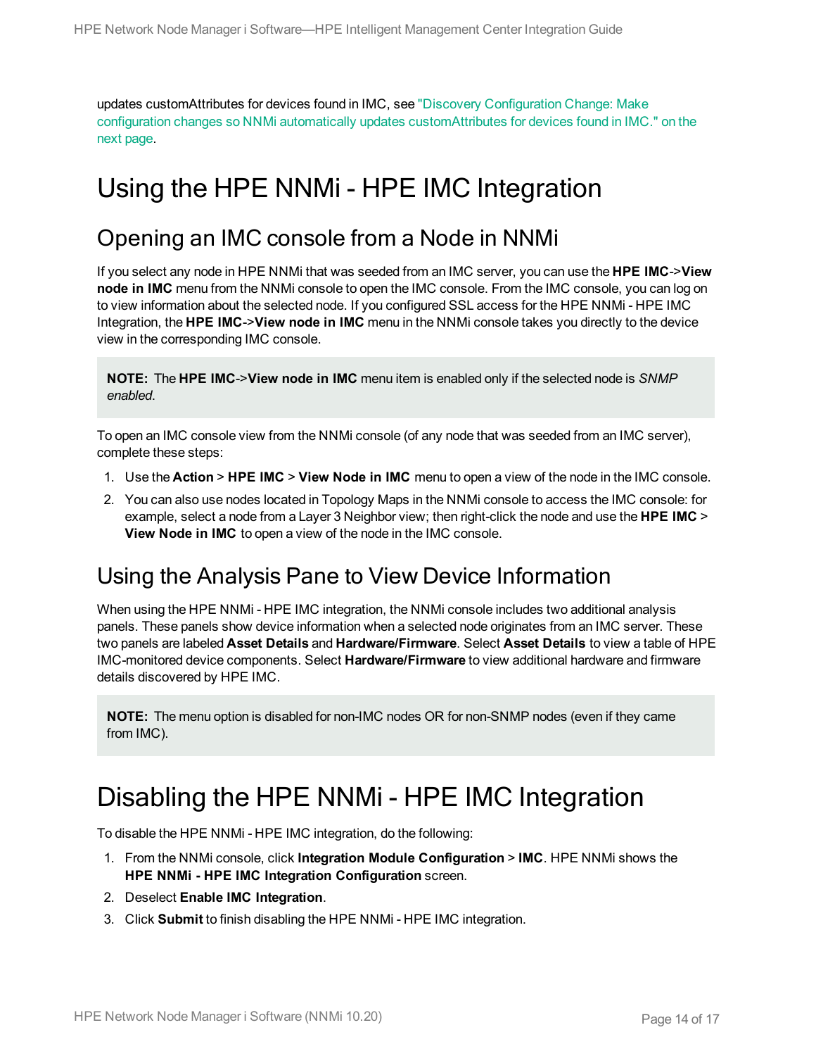updates customAttributes for devices found in IMC, see "Discovery Configuration Change: Make configuration changes so NNMi automatically updates customAttributes for devices found in IMC." on the next page.

# Using the HPE NNMi - HPE IMC Integration

## Opening an IMC console from a Node in NNMi

If you select any node in HPE NNMi that was seeded from an IMC server, you can use the **HPE IMC**->**View node in IMC** menu from the NNMi console to open the IMC console. From the IMC console, you can log on to view information about the selected node. If you configured SSL access for the HPE NNMi - HPE IMC Integration, the **HPE IMC**->**View node in IMC** menu in the NNMi console takes you directly to the device view in the corresponding IMC console.

> **NOTE:** The **HPE IMC**->**View node in IMC** menu item is enabled only if the selected node is *SNMP enabled*.

To open an IMC console view from the NNMi console (of any node that was seeded from an IMC server), complete these steps:

1. Use the **Action** > **HPE IMC** > **View Node in IMC** menu to open a view of the node in the IMC console.
2. You can also use nodes located in Topology Maps in the NNMi console to access the IMC console: for example, select a node from a Layer 3 Neighbor view; then right-click the node and use the **HPE IMC** > **View Node in IMC** to open a view of the node in the IMC console.

## Using the Analysis Pane to View Device Information

When using the HPE NNMi - HPE IMC integration, the NNMi console includes two additional analysis panels. These panels show device information when a selected node originates from an IMC server. These two panels are labeled **Asset Details** and **Hardware/Firmware**. Select **Asset Details** to view a table of HPE IMC-monitored device components. Select **Hardware/Firmware** to view additional hardware and firmware details discovered by HPE IMC.

> **NOTE:** The menu option is disabled for non-IMC nodes OR for non-SNMP nodes (even if they came from IMC).

# Disabling the HPE NNMi - HPE IMC Integration

To disable the HPE NNMi - HPE IMC integration, do the following:

1. From the NNMi console, click **Integration Module Configuration** > **IMC**. HPE NNMi shows the **HPE NNMi - HPE IMC Integration Configuration** screen.
2. Deselect **Enable IMC Integration**.
3. Click **Submit** to finish disabling the HPE NNMi - HPE IMC integration.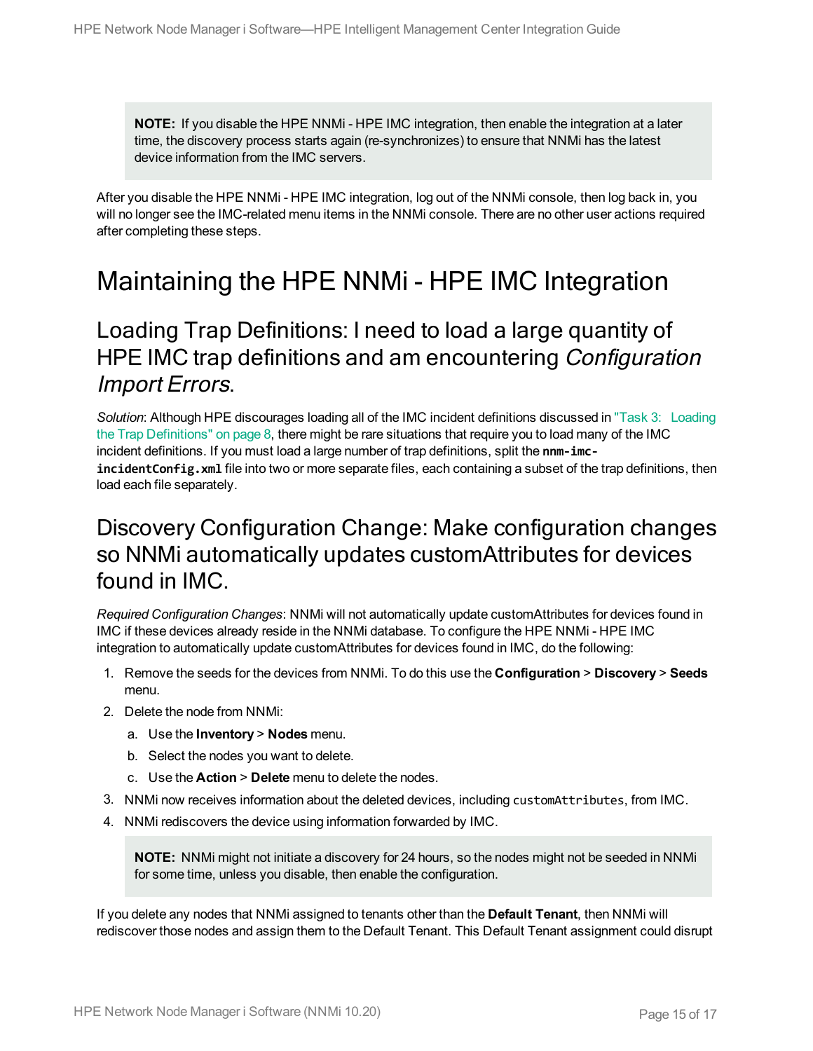**NOTE:** If you disable the HPE NNMi - HPE IMC integration, then enable the integration at a later time, the discovery process starts again (re-synchronizes) to ensure that NNMi has the latest device information from the IMC servers.

After you disable the HPE NNMi - HPE IMC integration, log out of the NNMi console, then log back in, you will no longer see the IMC-related menu items in the NNMi console. There are no other user actions required after completing these steps.

# Maintaining the HPE NNMi - HPE IMC Integration

## Loading Trap Definitions: I need to load a large quantity of HPE IMC trap definitions and am encountering *Configuration Import Errors*.

*Solution*: Although HPE discourages loading all of the IMC incident definitions discussed in "Task 3: Loading the Trap Definitions" on page 8, there might be rare situations that require you to load many of the IMC incident definitions. If you must load a large number of trap definitions, split the **`nnm-imc-incidentConfig.xml`** file into two or more separate files, each containing a subset of the trap definitions, then load each file separately.

## Discovery Configuration Change: Make configuration changes so NNMi automatically updates customAttributes for devices found in IMC.

*Required Configuration Changes*: NNMi will not automatically update customAttributes for devices found in IMC if these devices already reside in the NNMi database. To configure the HPE NNMi - HPE IMC integration to automatically update customAttributes for devices found in IMC, do the following:

1. Remove the seeds for the devices from NNMi. To do this use the **Configuration** > **Discovery** > **Seeds** menu.
2. Delete the node from NNMi:
   a. Use the **Inventory** > **Nodes** menu.
   b. Select the nodes you want to delete.
   c. Use the **Action** > **Delete** menu to delete the nodes.
3. NNMi now receives information about the deleted devices, including `customAttributes`, from IMC.
4. NNMi rediscovers the device using information forwarded by IMC.

**NOTE:** NNMi might not initiate a discovery for 24 hours, so the nodes might not be seeded in NNMi for some time, unless you disable, then enable the configuration.

If you delete any nodes that NNMi assigned to tenants other than the **Default Tenant**, then NNMi will rediscover those nodes and assign them to the Default Tenant. This Default Tenant assignment could disrupt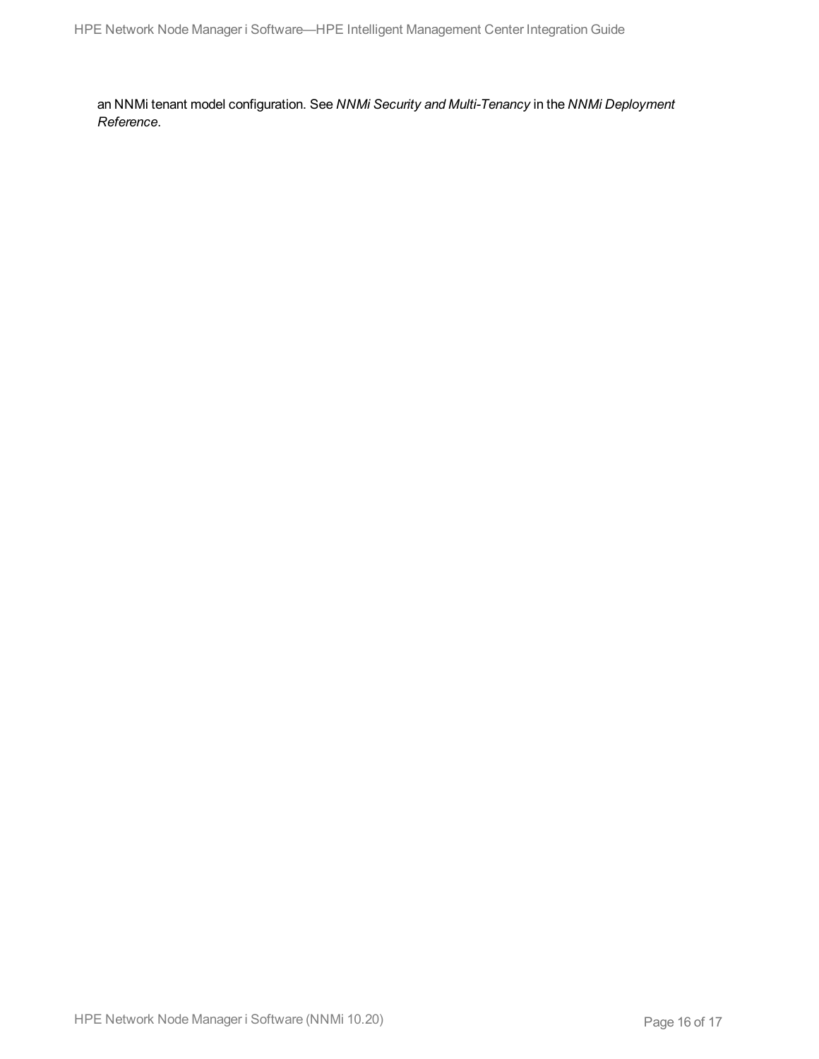an NNMi tenant model configuration. See *NNMi Security and Multi-Tenancy* in the *NNMi Deployment Reference*.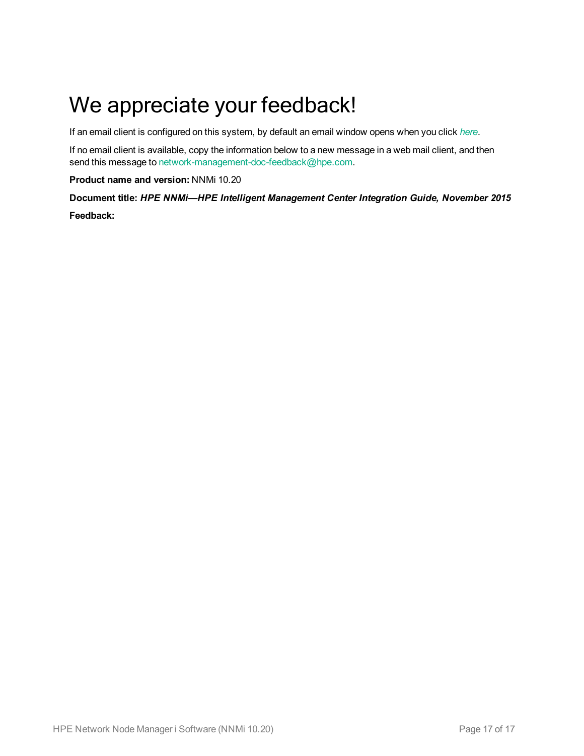# We appreciate your feedback!

If an email client is configured on this system, by default an email window opens when you click *here*.

If no email client is available, copy the information below to a new message in a web mail client, and then send this message to network-management-doc-feedback@hpe.com.

**Product name and version:** NNMi 10.20

**Document title:** ***HPE NNMi—HPE Intelligent Management Center Integration Guide, November 2015***

**Feedback:**